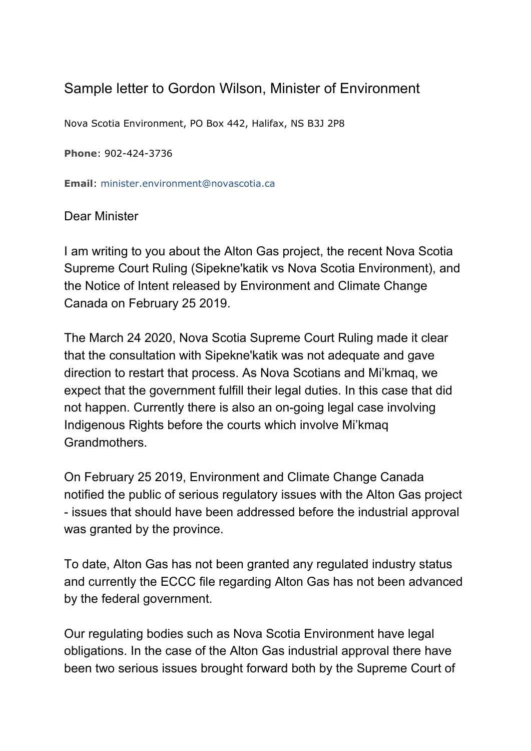# Sample letter to Gordon Wilson, Minister of Environment

Nova Scotia Environment, PO Box 442, Halifax, NS B3J 2P8

**Phone**: 902-424-3736

**Email**: minister.environment@novascotia.ca

Dear Minister

I am writing to you about the Alton Gas project, the recent Nova Scotia Supreme Court Ruling (Sipekne'katik vs Nova Scotia Environment), and the Notice of Intent released by Environment and Climate Change Canada on February 25 2019.

The March 24 2020, Nova Scotia Supreme Court Ruling made it clear that the consultation with Sipekne'katik was not adequate and gave direction to restart that process. As Nova Scotians and Mi'kmaq, we expect that the government fulfill their legal duties. In this case that did not happen. Currently there is also an on-going legal case involving Indigenous Rights before the courts which involve Mi'kmaq Grandmothers.

On February 25 2019, Environment and Climate Change Canada notified the public of serious regulatory issues with the Alton Gas project - issues that should have been addressed before the industrial approval was granted by the province.

To date, Alton Gas has not been granted any regulated industry status and currently the ECCC file regarding Alton Gas has not been advanced by the federal government.

Our regulating bodies such as Nova Scotia Environment have legal obligations. In the case of the Alton Gas industrial approval there have been two serious issues brought forward both by the Supreme Court of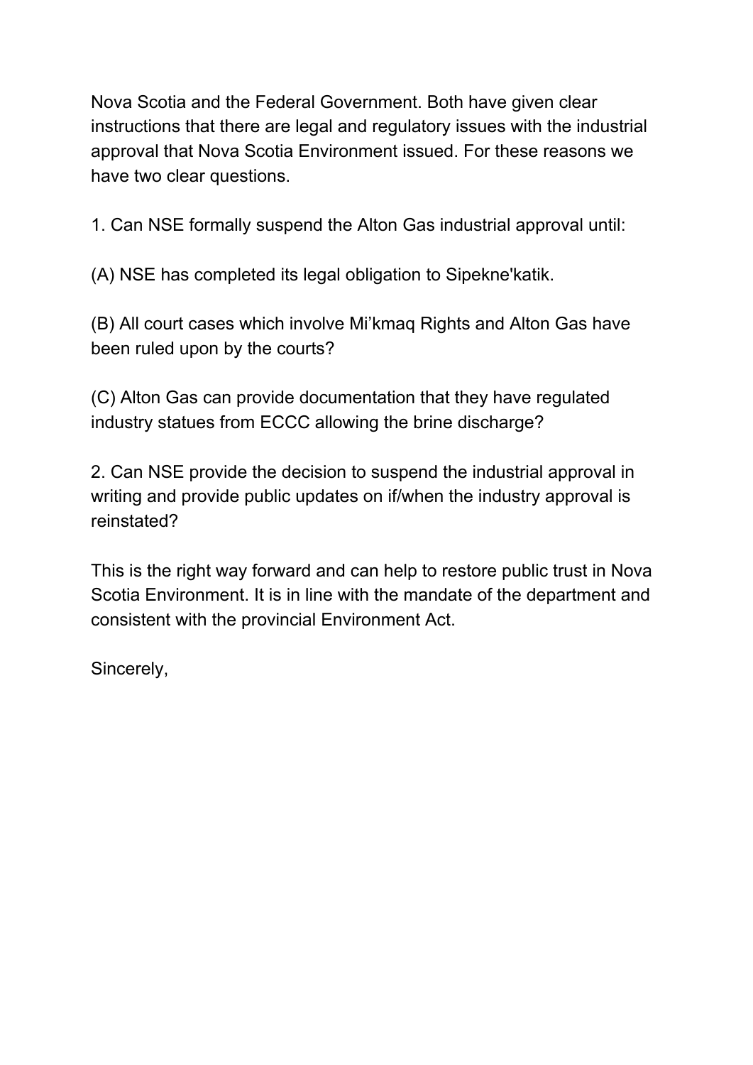Nova Scotia and the Federal Government. Both have given clear instructions that there are legal and regulatory issues with the industrial approval that Nova Scotia Environment issued. For these reasons we have two clear questions.

1. Can NSE formally suspend the Alton Gas industrial approval until:

(A) NSE has completed its legal obligation to Sipekne'katik.

(B) All court cases which involve Mi'kmaq Rights and Alton Gas have been ruled upon by the courts?

(C) Alton Gas can provide documentation that they have regulated industry statues from ECCC allowing the brine discharge?

2. Can NSE provide the decision to suspend the industrial approval in writing and provide public updates on if/when the industry approval is reinstated?

This is the right way forward and can help to restore public trust in Nova Scotia Environment. It is in line with the mandate of the department and consistent with the provincial Environment Act.

Sincerely,